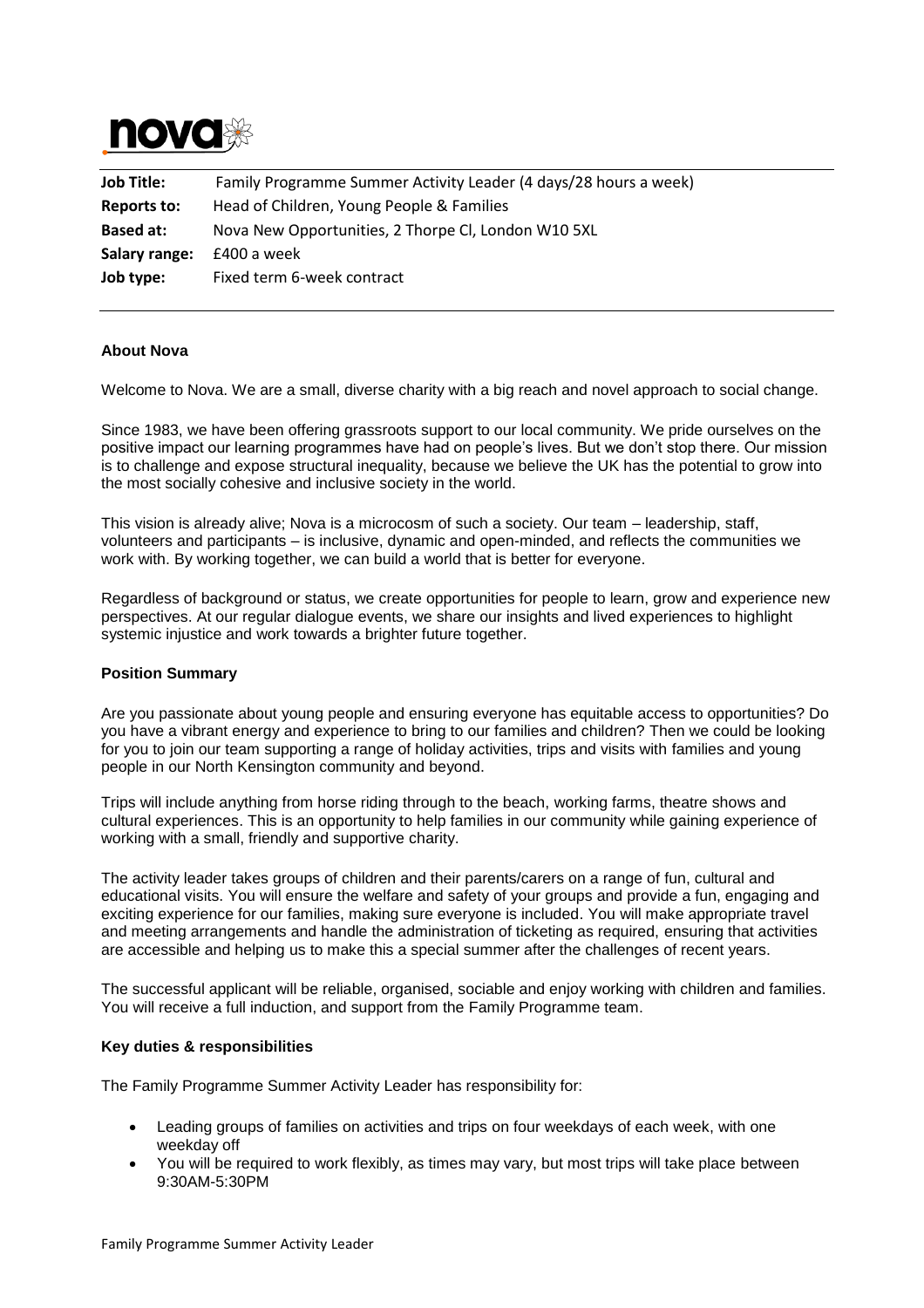| | |
|---|---|
| **Job Title:** | Family Programme Summer Activity Leader (4 days/28 hours a week) |
| **Reports to:** | Head of Children, Young People & Families |
| **Based at:** | Nova New Opportunities, 2 Thorpe Cl, London W10 5XL |
| **Salary range:** | £400 a week |
| **Job type:** | Fixed term 6-week contract |

### About Nova

Welcome to Nova. We are a small, diverse charity with a big reach and novel approach to social change.

Since 1983, we have been offering grassroots support to our local community. We pride ourselves on the positive impact our learning programmes have had on people's lives. But we don't stop there. Our mission is to challenge and expose structural inequality, because we believe the UK has the potential to grow into the most socially cohesive and inclusive society in the world.

This vision is already alive; Nova is a microcosm of such a society. Our team – leadership, staff, volunteers and participants – is inclusive, dynamic and open-minded, and reflects the communities we work with. By working together, we can build a world that is better for everyone.

Regardless of background or status, we create opportunities for people to learn, grow and experience new perspectives. At our regular dialogue events, we share our insights and lived experiences to highlight systemic injustice and work towards a brighter future together.

### Position Summary

Are you passionate about young people and ensuring everyone has equitable access to opportunities? Do you have a vibrant energy and experience to bring to our families and children? Then we could be looking for you to join our team supporting a range of holiday activities, trips and visits with families and young people in our North Kensington community and beyond.

Trips will include anything from horse riding through to the beach, working farms, theatre shows and cultural experiences. This is an opportunity to help families in our community while gaining experience of working with a small, friendly and supportive charity.

The activity leader takes groups of children and their parents/carers on a range of fun, cultural and educational visits. You will ensure the welfare and safety of your groups and provide a fun, engaging and exciting experience for our families, making sure everyone is included. You will make appropriate travel and meeting arrangements and handle the administration of ticketing as required, ensuring that activities are accessible and helping us to make this a special summer after the challenges of recent years.

The successful applicant will be reliable, organised, sociable and enjoy working with children and families. You will receive a full induction, and support from the Family Programme team.

### Key duties & responsibilities

The Family Programme Summer Activity Leader has responsibility for:

- Leading groups of families on activities and trips on four weekdays of each week, with one weekday off
- You will be required to work flexibly, as times may vary, but most trips will take place between 9:30AM-5:30PM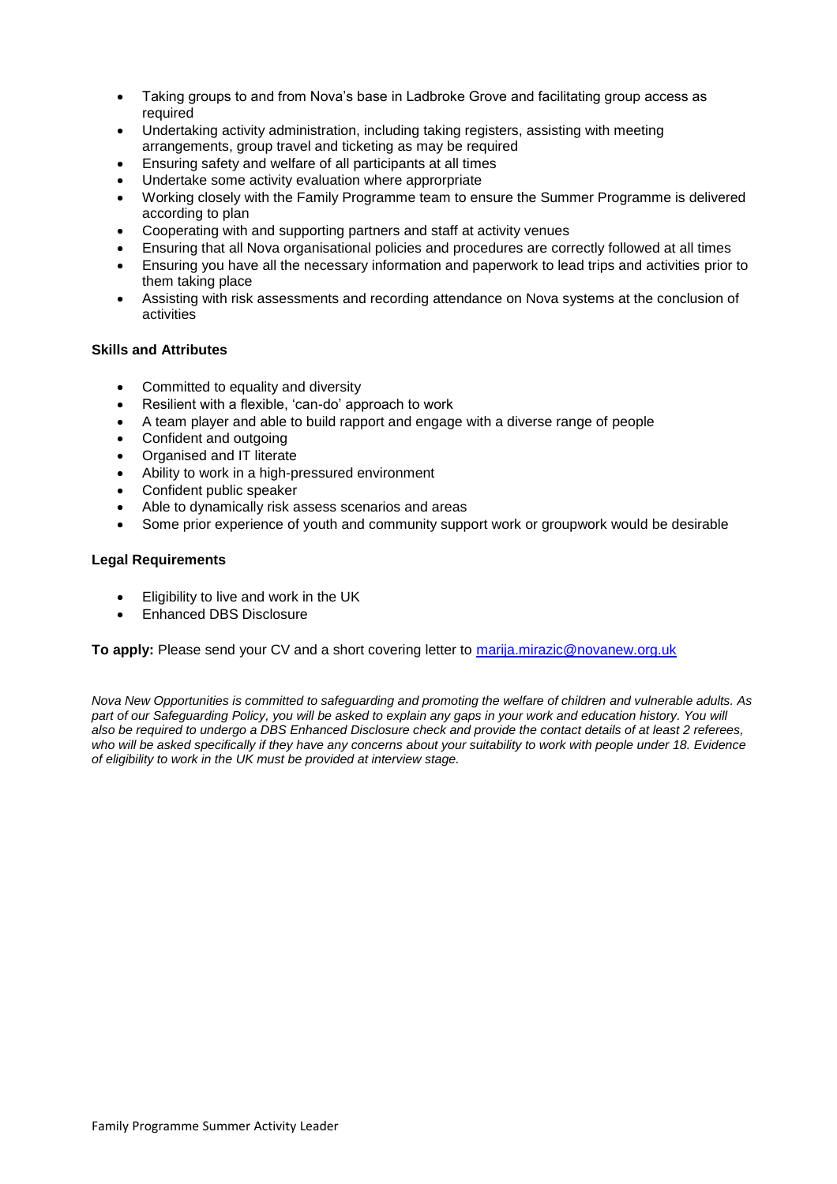- Taking groups to and from Nova's base in Ladbroke Grove and facilitating group access as required
- Undertaking activity administration, including taking registers, assisting with meeting arrangements, group travel and ticketing as may be required
- Ensuring safety and welfare of all participants at all times
- Undertake some activity evaluation where approrpriate
- Working closely with the Family Programme team to ensure the Summer Programme is delivered according to plan
- Cooperating with and supporting partners and staff at activity venues
- Ensuring that all Nova organisational policies and procedures are correctly followed at all times
- Ensuring you have all the necessary information and paperwork to lead trips and activities prior to them taking place
- Assisting with risk assessments and recording attendance on Nova systems at the conclusion of activities

**Skills and Attributes**

- Committed to equality and diversity
- Resilient with a flexible, 'can-do' approach to work
- A team player and able to build rapport and engage with a diverse range of people
- Confident and outgoing
- Organised and IT literate
- Ability to work in a high-pressured environment
- Confident public speaker
- Able to dynamically risk assess scenarios and areas
- Some prior experience of youth and community support work or groupwork would be desirable

**Legal Requirements**

- Eligibility to live and work in the UK
- Enhanced DBS Disclosure

**To apply:** Please send your CV and a short covering letter to marija.mirazic@novanew.org.uk

*Nova New Opportunities is committed to safeguarding and promoting the welfare of children and vulnerable adults. As part of our Safeguarding Policy, you will be asked to explain any gaps in your work and education history. You will also be required to undergo a DBS Enhanced Disclosure check and provide the contact details of at least 2 referees, who will be asked specifically if they have any concerns about your suitability to work with people under 18. Evidence of eligibility to work in the UK must be provided at interview stage.*